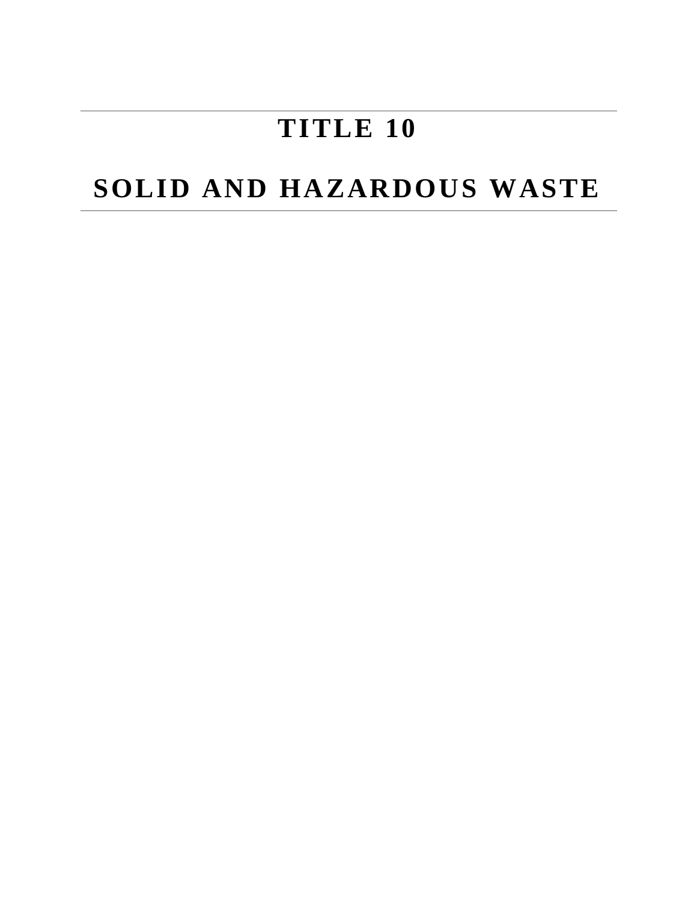# TITLE 10

# SOLID AND HAZARDOUS WASTE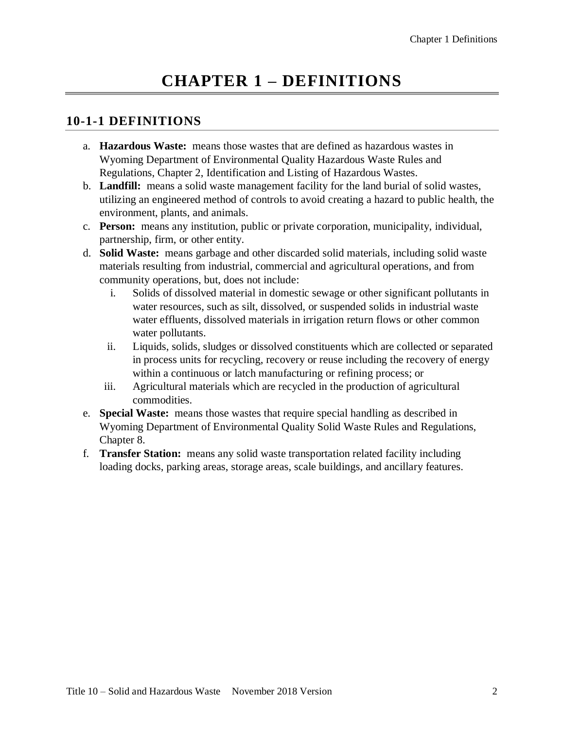# CHAPTER 1 – DEFINITIONS

## 10-1-1 DEFINITIONS

a. **Hazardous Waste:** means those wastes that are defined as hazardous wastes in Wyoming Department of Environmental Quality Hazardous Waste Rules and Regulations, Chapter 2, Identification and Listing of Hazardous Wastes.

b. **Landfill:** means a solid waste management facility for the land burial of solid wastes, utilizing an engineered method of controls to avoid creating a hazard to public health, the environment, plants, and animals.

c. **Person:** means any institution, public or private corporation, municipality, individual, partnership, firm, or other entity.

d. **Solid Waste:** means garbage and other discarded solid materials, including solid waste materials resulting from industrial, commercial and agricultural operations, and from community operations, but, does not include:

   i. Solids of dissolved material in domestic sewage or other significant pollutants in water resources, such as silt, dissolved, or suspended solids in industrial waste water effluents, dissolved materials in irrigation return flows or other common water pollutants.

   ii. Liquids, solids, sludges or dissolved constituents which are collected or separated in process units for recycling, recovery or reuse including the recovery of energy within a continuous or latch manufacturing or refining process; or

   iii. Agricultural materials which are recycled in the production of agricultural commodities.

e. **Special Waste:** means those wastes that require special handling as described in Wyoming Department of Environmental Quality Solid Waste Rules and Regulations, Chapter 8.

f. **Transfer Station:** means any solid waste transportation related facility including loading docks, parking areas, storage areas, scale buildings, and ancillary features.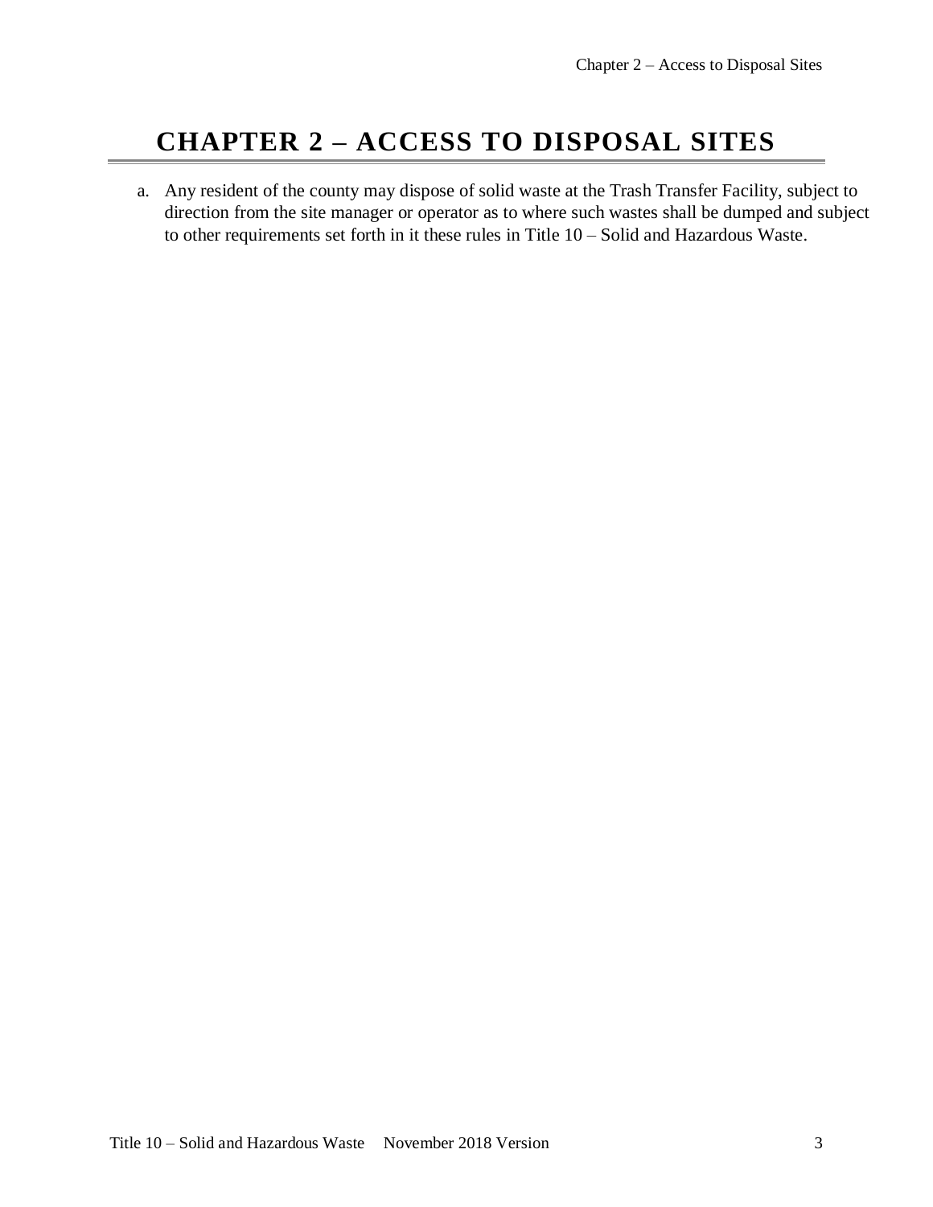# CHAPTER 2 – ACCESS TO DISPOSAL SITES

a. Any resident of the county may dispose of solid waste at the Trash Transfer Facility, subject to direction from the site manager or operator as to where such wastes shall be dumped and subject to other requirements set forth in it these rules in Title 10 – Solid and Hazardous Waste.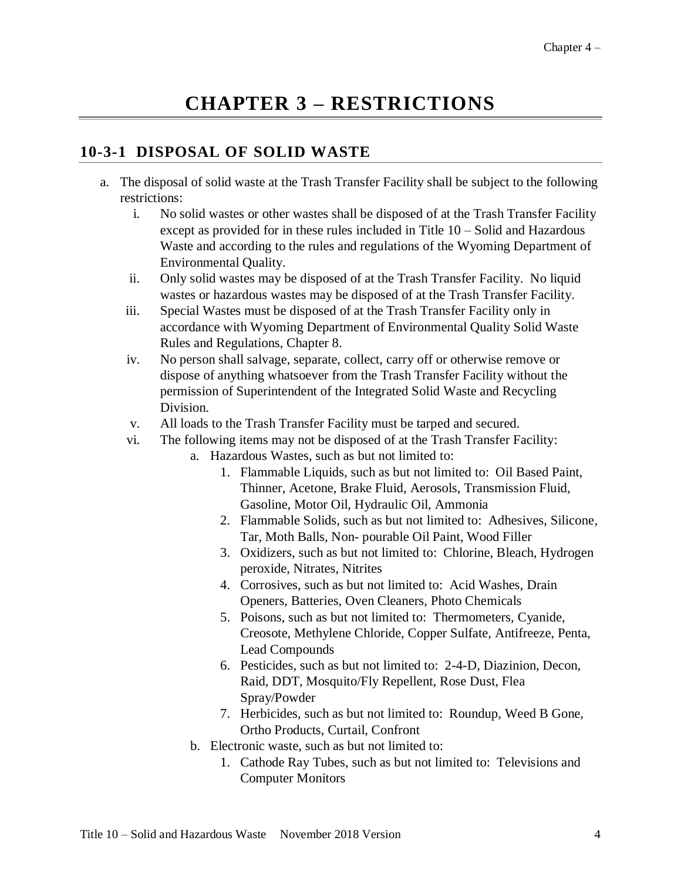# CHAPTER 3 – RESTRICTIONS

## 10-3-1 DISPOSAL OF SOLID WASTE

a. The disposal of solid waste at the Trash Transfer Facility shall be subject to the following restrictions:
   - i. No solid wastes or other wastes shall be disposed of at the Trash Transfer Facility except as provided for in these rules included in Title 10 – Solid and Hazardous Waste and according to the rules and regulations of the Wyoming Department of Environmental Quality.
   - ii. Only solid wastes may be disposed of at the Trash Transfer Facility. No liquid wastes or hazardous wastes may be disposed of at the Trash Transfer Facility.
   - iii. Special Wastes must be disposed of at the Trash Transfer Facility only in accordance with Wyoming Department of Environmental Quality Solid Waste Rules and Regulations, Chapter 8.
   - iv. No person shall salvage, separate, collect, carry off or otherwise remove or dispose of anything whatsoever from the Trash Transfer Facility without the permission of Superintendent of the Integrated Solid Waste and Recycling Division.
   - v. All loads to the Trash Transfer Facility must be tarped and secured.
   - vi. The following items may not be disposed of at the Trash Transfer Facility:
      - a. Hazardous Wastes, such as but not limited to:
         1. Flammable Liquids, such as but not limited to: Oil Based Paint, Thinner, Acetone, Brake Fluid, Aerosols, Transmission Fluid, Gasoline, Motor Oil, Hydraulic Oil, Ammonia
         2. Flammable Solids, such as but not limited to: Adhesives, Silicone, Tar, Moth Balls, Non- pourable Oil Paint, Wood Filler
         3. Oxidizers, such as but not limited to: Chlorine, Bleach, Hydrogen peroxide, Nitrates, Nitrites
         4. Corrosives, such as but not limited to: Acid Washes, Drain Openers, Batteries, Oven Cleaners, Photo Chemicals
         5. Poisons, such as but not limited to: Thermometers, Cyanide, Creosote, Methylene Chloride, Copper Sulfate, Antifreeze, Penta, Lead Compounds
         6. Pesticides, such as but not limited to: 2-4-D, Diazinion, Decon, Raid, DDT, Mosquito/Fly Repellent, Rose Dust, Flea Spray/Powder
         7. Herbicides, such as but not limited to: Roundup, Weed B Gone, Ortho Products, Curtail, Confront
      - b. Electronic waste, such as but not limited to:
         1. Cathode Ray Tubes, such as but not limited to: Televisions and Computer Monitors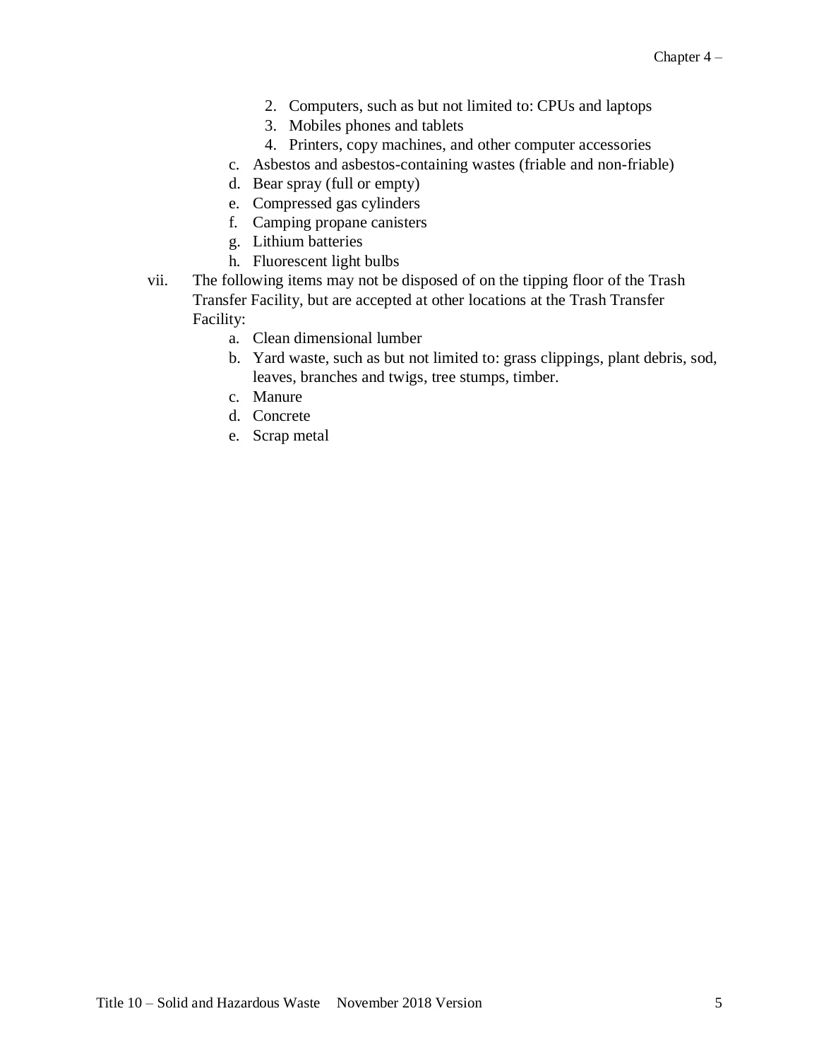2. Computers, such as but not limited to: CPUs and laptops
3. Mobiles phones and tablets
4. Printers, copy machines, and other computer accessories

c. Asbestos and asbestos-containing wastes (friable and non-friable)
d. Bear spray (full or empty)
e. Compressed gas cylinders
f. Camping propane canisters
g. Lithium batteries
h. Fluorescent light bulbs

vii. The following items may not be disposed of on the tipping floor of the Trash Transfer Facility, but are accepted at other locations at the Trash Transfer Facility:

a. Clean dimensional lumber
b. Yard waste, such as but not limited to: grass clippings, plant debris, sod, leaves, branches and twigs, tree stumps, timber.
c. Manure
d. Concrete
e. Scrap metal